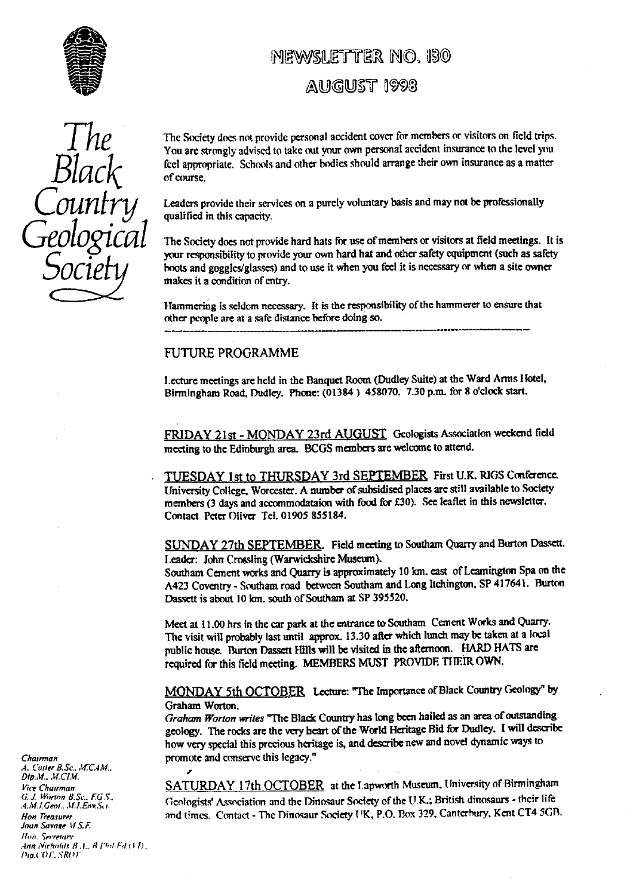# NEWSLETTER NO. 130

## AUGUST 1998

# The Black Country Geological Society

The Society does not provide personal accident cover for members or visitors on field trips. You are strongly advised to take out your own personal accident insurance to the level you feel appropriate. Schools and other bodies should arrange their own insurance as a matter of course.

Leaders provide their services on a purely voluntary basis and may not be professionally qualified in this capacity.

The Society does not provide hard hats for use of members or visitors at field meetings. It is your responsibility to provide your own hard hat and other safety equipment (such as safety boots and goggles/glasses) and to use it when you feel it is necessary or when a site owner makes it a condition of entry.

Hammering is seldom necessary. It is the responsibility of the hammerer to ensure that other people are at a safe distance before doing so.

---

## FUTURE PROGRAMME

Lecture meetings are held in the Banquet Room (Dudley Suite) at the Ward Arms Hotel, Birmingham Road, Dudley. Phone: (01384 ) 458070. 7.30 p.m. for 8 o'clock start.

FRIDAY 21st - MONDAY 23rd AUGUST Geologists Association weekend field meeting to the Edinburgh area. BCGS members are welcome to attend.

TUESDAY 1st to THURSDAY 3rd SEPTEMBER First U.K. RIGS Conference. University College, Worcester. A number of subsidised places are still available to Society members (3 days and accommodataion with food for £30). See leaflet in this newsletter. Contact Peter Oliver Tel. 01905 855184.

SUNDAY 27th SEPTEMBER. Field meeting to Southam Quarry and Burton Dassett. Leader: John Crossling (Warwickshire Museum).
Southam Cement works and Quarry is approximately 10 km. east of Leamington Spa on the A423 Coventry - Southam road between Southam and Long Itchington, SP 417641. Burton Dassett is about 10 km. south of Southam at SP 395520.

Meet at 11.00 hrs in the car park at the entrance to Southam Cement Works and Quarry. The visit will probably last until approx. 13.30 after which lunch may be taken at a local public house. Burton Dassett Hills will be visited in the afternoon. HARD HATS are required for this field meeting. MEMBERS MUST PROVIDE THEIR OWN.

MONDAY 5th OCTOBER Lecture: "The Importance of Black Country Geology" by Graham Worton.
*Graham Worton writes* "The Black Country has long been hailed as an area of outstanding geology. The rocks are the very heart of the World Heritage Bid for Dudley. I will describe how very special this precious heritage is, and describe new and novel dynamic ways to promote and conserve this legacy."

SATURDAY 17th OCTOBER at the Lapworth Museum, University of Birmingham Geologists' Association and the Dinosaur Society of the U.K.; British dinosaurs - their life and times. Contact - The Dinosaur Society UK, P.O. Box 329, Canterbury, Kent CT4 5GB.

*Chairman*
*A. Cutler B.Sc., M.C.A.M., Dip.M., M.C.I.M.*
*Vice Chairman*
*G. J. Worton B.Sc., F.G.S., A.M.I.Geol., M.I.Env.Sci.*
*Hon Treasurer*
*Joan Savage M.S.F.*
*Hon. Secretary*
*Ann Nicholls B.A., B.Phil.Ed.(VI), Dip.COT, SROT*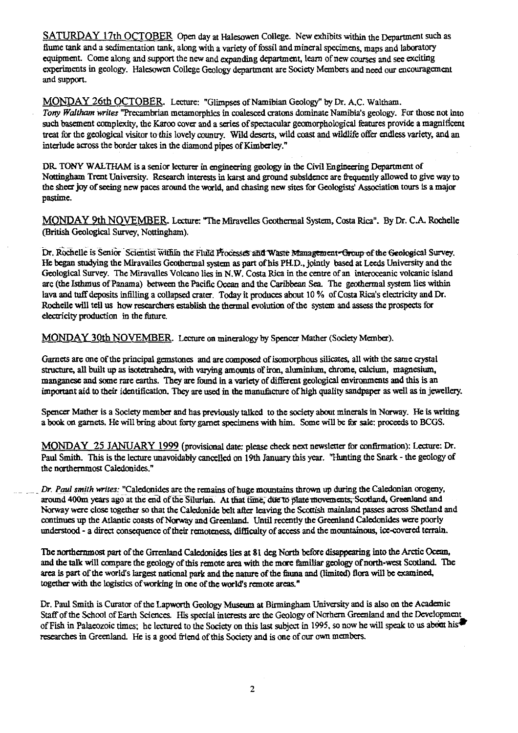SATURDAY 17th OCTOBER Open day at Halesowen College. New exhibits within the Department such as flume tank and a sedimentation tank, along with a variety of fossil and mineral specimens, maps and laboratory equipment. Come along and support the new and expanding department, learn of new courses and see exciting experiments in geology. Halesowen College Geology department are Society Members and need our encouragement and support.

MONDAY 26th OCTOBER. Lecture: "Glimpses of Namibian Geology" by Dr. A.C. Waltham.
*Tony Waltham writes* "Precambrian metamorphics in coalesced cratons dominate Namibia's geology. For those not into such basement complexity, the Karoo cover and a series of spectacular geomorphological features provide a magnificent treat for the geological visitor to this lovely country. Wild deserts, wild coast and wildlife offer endless variety, and an interlude across the border takes in the diamond pipes of Kimberley."

DR. TONY WALTHAM is a senior lecturer in engineering geology in the Civil Engineering Department of Nottingham Trent University. Research interests in karst and ground subsidence are frequently allowed to give way to the sheer joy of seeing new paces around the world, and chasing new sites for Geologists' Association tours is a major pastime.

MONDAY 9th NOVEMBER. Lecture: "The Miravelles Geothermal System, Costa Rica". By Dr. C.A. Rochelle (British Geological Survey, Nottingham).

Dr. Rochelle is Senior Scientist within the Fluid Processes and Waste Management Group of the Geological Survey. He began studying the Miravalles Geothermal system as part of his PH.D., jointly based at Leeds University and the Geological Survey. The Miravalles Volcano lies in N.W. Costa Rica in the centre of an interoceanic volcanic island arc (the Isthmus of Panama) between the Pacific Ocean and the Caribbean Sea. The geothermal system lies within lava and tuff deposits infilling a collapsed crater. Today it produces about 10 % of Costa Rica's electricity and Dr. Rochelle will tell us how researchers establish the thermal evolution of the system and assess the prospects for electricity production in the future.

MONDAY 30th NOVEMBER. Lecture on mineralogy by Spencer Mather (Society Member).

Garnets are one of the principal gemstones and are composed of isomorphous silicates, all with the same crystal structure, all built up as isotetrahedra, with varying amounts of iron, aluminium, chrome, calcium, magnesium, manganese and some rare earths. They are found in a variety of different geological environments and this is an important aid to their identification. They are used in the manufacture of high quality sandpaper as well as in jewellery.

Spencer Mather is a Society member and has previously talked to the society about minerals in Norway. He is writing a book on garnets. He will bring about forty garnet specimens with him. Some will be for sale: proceeds to BCGS.

MONDAY 25 JANUARY 1999 (provisional date: please check next newsletter for confirmation): Lecture: Dr. Paul Smith. This is the lecture unavoidably cancelled on 19th January this year. "Hunting the Snark - the geology of the northernmost Caledonides."

*Dr. Paul smith writes:* "Caledonides are the remains of huge mountains thrown up during the Caledonian orogeny, around 400m years ago at the end of the Silurian. At that time, due to plate movements, Scotland, Greenland and Norway were close together so that the Caledonide belt after leaving the Scottish mainland passes across Shetland and continues up the Atlantic coasts of Norway and Greenland. Until recently the Greenland Caledonides were poorly understood - a direct consequence of their remoteness, difficulty of access and the mountainous, ice-covered terrain.

The northernmost part of the Grrenland Caledonides lies at 81 deg North before disappearing into the Arctic Ocean, and the talk will compare the geology of this remote area with the more familiar geology of north-west Scotland. The area is part of the world's largest national park and the nature of the fauna and (limited) flora will be examined, together with the logistics of working in one of the world's remote areas."

Dr. Paul Smith is Curator of the Lapworth Geology Museum at Birmingham University and is also on the Academic Staff of the School of Earth Sciences. His special interests are the Geology of Northern Greenland and the Development of Fish in Palaeozoic times; he lectured to the Society on this last subject in 1995, so now he will speak to us about his researches in Greenland. He is a good friend of this Society and is one of our own members.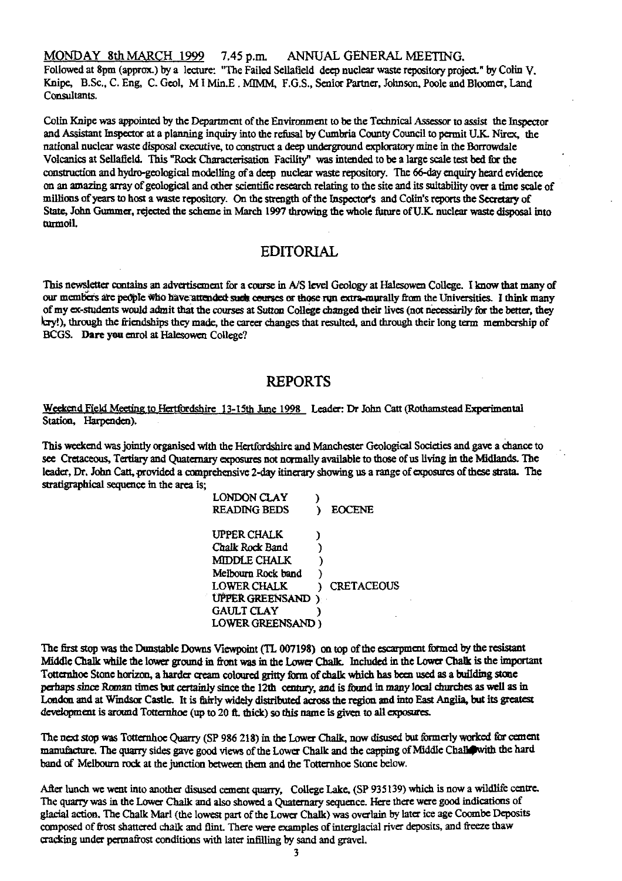MONDAY 8th MARCH 1999 7.45 p.m. ANNUAL GENERAL MEETING.

Followed at 8pm (approx.) by a lecture: "The Failed Sellafield deep nuclear waste repository project." by Colin V. Knipe, B.Sc., C. Eng, C. Geol, M I Min.E . MIMM, F.G.S., Senior Partner, Johnson, Poole and Bloomer, Land Consultants.

Colin Knipe was appointed by the Department of the Environment to be the Technical Assessor to assist the Inspector and Assistant Inspector at a planning inquiry into the refusal by Cumbria County Council to permit U.K. Nirex, the national nuclear waste disposal executive, to construct a deep underground exploratory mine in the Borrowdale Volcanics at Sellafield. This "Rock Characterisation Facility" was intended to be a large scale test bed for the construction and hydro-geological modelling of a deep nuclear waste repository. The 66-day enquiry heard evidence on an amazing array of geological and other scientific research relating to the site and its suitability over a time scale of millions of years to host a waste repository. On the strength of the Inspector's and Colin's reports the Secretary of State, John Gummer, rejected the scheme in March 1997 throwing the whole future of U.K. nuclear waste disposal into turmoil.

## EDITORIAL

This newsletter contains an advertisement for a course in A/S level Geology at Halesowen College. I know that many of our members are people who have attended such courses or those run extra-murally from the Universities. I think many of my ex-students would admit that the courses at Sutton College changed their lives (not necessarily for the better, they cry!), through the friendships they made, the career changes that resulted, and through their long term membership of BCGS. **Dare you** enrol at Halesowen College?

## REPORTS

Weekend Field Meeting to Hertfordshire 13-15th June 1998 Leader: Dr John Catt (Rothamstead Experimental Station, Harpenden).

This weekend was jointly organised with the Hertfordshire and Manchester Geological Societies and gave a chance to see Cretaceous, Tertiary and Quaternary exposures not normally available to those of us living in the Midlands. The leader, Dr. John Catt, provided a comprehensive 2-day itinerary showing us a range of exposures of these strata. The stratigraphical sequence in the area is;

| | |
|---|---|
| LONDON CLAY ) | |
| READING BEDS ) | EOCENE |
| UPPER CHALK ) | |
| Chalk Rock Band ) | |
| MIDDLE CHALK ) | |
| Melbourn Rock band ) | |
| LOWER CHALK ) | CRETACEOUS |
| UPPER GREENSAND ) | |
| GAULT CLAY ) | |
| LOWER GREENSAND ) | |

The first stop was the Dunstable Downs Viewpoint (TL 007198) on top of the escarpment formed by the resistant Middle Chalk while the lower ground in front was in the Lower Chalk. Included in the Lower Chalk is the important Totternhoe Stone horizon, a harder cream coloured gritty form of chalk which has been used as a building stone perhaps since Roman times but certainly since the 12th century, and is found in many local churches as well as in London and at Windsor Castle. It is fairly widely distributed across the region and into East Anglia, but its greatest development is around Totternhoe (up to 20 ft. thick) so this name is given to all exposures.

The next stop was Totternhoe Quarry (SP 986 218) in the Lower Chalk, now disused but formerly worked for cement manufacture. The quarry sides gave good views of the Lower Chalk and the capping of Middle Chalk with the hard band of Melbourn rock at the junction between them and the Totternhoe Stone below.

After lunch we went into another disused cement quarry, College Lake, (SP 935139) which is now a wildlife centre. The quarry was in the Lower Chalk and also showed a Quaternary sequence. Here there were good indications of glacial action. The Chalk Marl (the lowest part of the Lower Chalk) was overlain by later ice age Coombe Deposits composed of frost shattered chalk and flint. There were examples of interglacial river deposits, and freeze thaw cracking under permafrost conditions with later infilling by sand and gravel.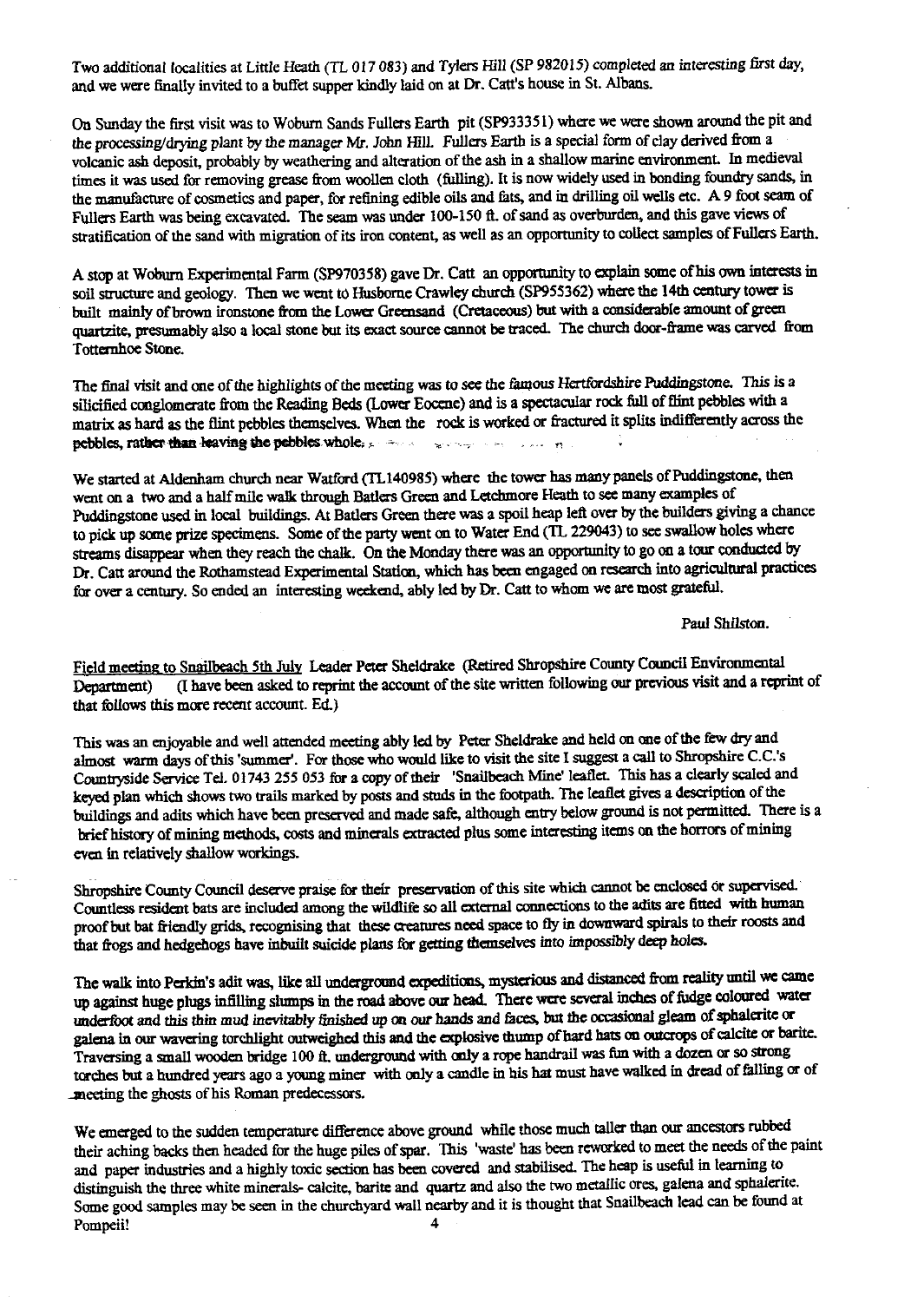Two additional localities at Little Heath (TL 017 083) and Tylers Hill (SP 982015) completed an interesting first day, and we were finally invited to a buffet supper kindly laid on at Dr. Catt's house in St. Albans.

On Sunday the first visit was to Woburn Sands Fullers Earth pit (SP933351) where we were shown around the pit and the processing/drying plant by the manager Mr. John Hill. Fullers Earth is a special form of clay derived from a volcanic ash deposit, probably by weathering and alteration of the ash in a shallow marine environment. In medieval times it was used for removing grease from woollen cloth (fulling). It is now widely used in bonding foundry sands, in the manufacture of cosmetics and paper, for refining edible oils and fats, and in drilling oil wells etc. A 9 foot seam of Fullers Earth was being excavated. The seam was under 100-150 ft. of sand as overburden, and this gave views of stratification of the sand with migration of its iron content, as well as an opportunity to collect samples of Fullers Earth.

A stop at Woburn Experimental Farm (SP970358) gave Dr. Catt an opportunity to explain some of his own interests in soil structure and geology. Then we went to Husborne Crawley church (SP955362) where the 14th century tower is built mainly of brown ironstone from the Lower Greensand (Cretaceous) but with a considerable amount of green quartzite, presumably also a local stone but its exact source cannot be traced. The church door-frame was carved from Totternhoe Stone.

The final visit and one of the highlights of the meeting was to see the famous Hertfordshire Puddingstone. This is a silicified conglomerate from the Reading Beds (Lower Eocene) and is a spectacular rock full of flint pebbles with a matrix as hard as the flint pebbles themselves. When the rock is worked or fractured it splits indifferently across the pebbles, rather than leaving the pebbles whole.

We started at Aldenham church near Watford (TL140985) where the tower has many panels of Puddingstone, then went on a two and a half mile walk through Batlers Green and Letchmore Heath to see many examples of Puddingstone used in local buildings. At Batlers Green there was a spoil heap left over by the builders giving a chance to pick up some prize specimens. Some of the party went on to Water End (TL 229043) to see swallow holes where streams disappear when they reach the chalk. On the Monday there was an opportunity to go on a tour conducted by Dr. Catt around the Rothamstead Experimental Station, which has been engaged on research into agricultural practices for over a century. So ended an interesting weekend, ably led by Dr. Catt to whom we are most grateful.

Paul Shilston.

Field meeting to Snailbeach 5th July Leader Peter Sheldrake (Retired Shropshire County Council Environmental Department) (I have been asked to reprint the account of the site written following our previous visit and a reprint of that follows this more recent account. Ed.)

This was an enjoyable and well attended meeting ably led by Peter Sheldrake and held on one of the few dry and almost warm days of this 'summer'. For those who would like to visit the site I suggest a call to Shropshire C.C.'s Countryside Service Tel. 01743 255 053 for a copy of their 'Snailbeach Mine' leaflet. This has a clearly scaled and keyed plan which shows two trails marked by posts and studs in the footpath. The leaflet gives a description of the buildings and adits which have been preserved and made safe, although entry below ground is not permitted. There is a brief history of mining methods, costs and minerals extracted plus some interesting items on the horrors of mining even in relatively shallow workings.

Shropshire County Council deserve praise for their preservation of this site which cannot be enclosed or supervised. Countless resident bats are included among the wildlife so all external connections to the adits are fitted with human proof but bat friendly grids, recognising that these creatures need space to fly in downward spirals to their roosts and that frogs and hedgehogs have inbuilt suicide plans for getting themselves into impossibly deep holes.

The walk into Perkin's adit was, like all underground expeditions, mysterious and distanced from reality until we came up against huge plugs infilling slumps in the road above our head. There were several inches of fudge coloured water underfoot and this thin mud inevitably finished up on our hands and faces, but the occasional gleam of sphalerite or galena in our wavering torchlight outweighed this and the explosive thump of hard hats on outcrops of calcite or barite. Traversing a small wooden bridge 100 ft. underground with only a rope handrail was fun with a dozen or so strong torches but a hundred years ago a young miner with only a candle in his hat must have walked in dread of falling or of meeting the ghosts of his Roman predecessors.

We emerged to the sudden temperature difference above ground while those much taller than our ancestors rubbed their aching backs then headed for the huge piles of spar. This 'waste' has been reworked to meet the needs of the paint and paper industries and a highly toxic section has been covered and stabilised. The heap is useful in learning to distinguish the three white minerals- calcite, barite and quartz and also the two metallic ores, galena and sphalerite. Some good samples may be seen in the churchyard wall nearby and it is thought that Snailbeach lead can be found at Pompeii!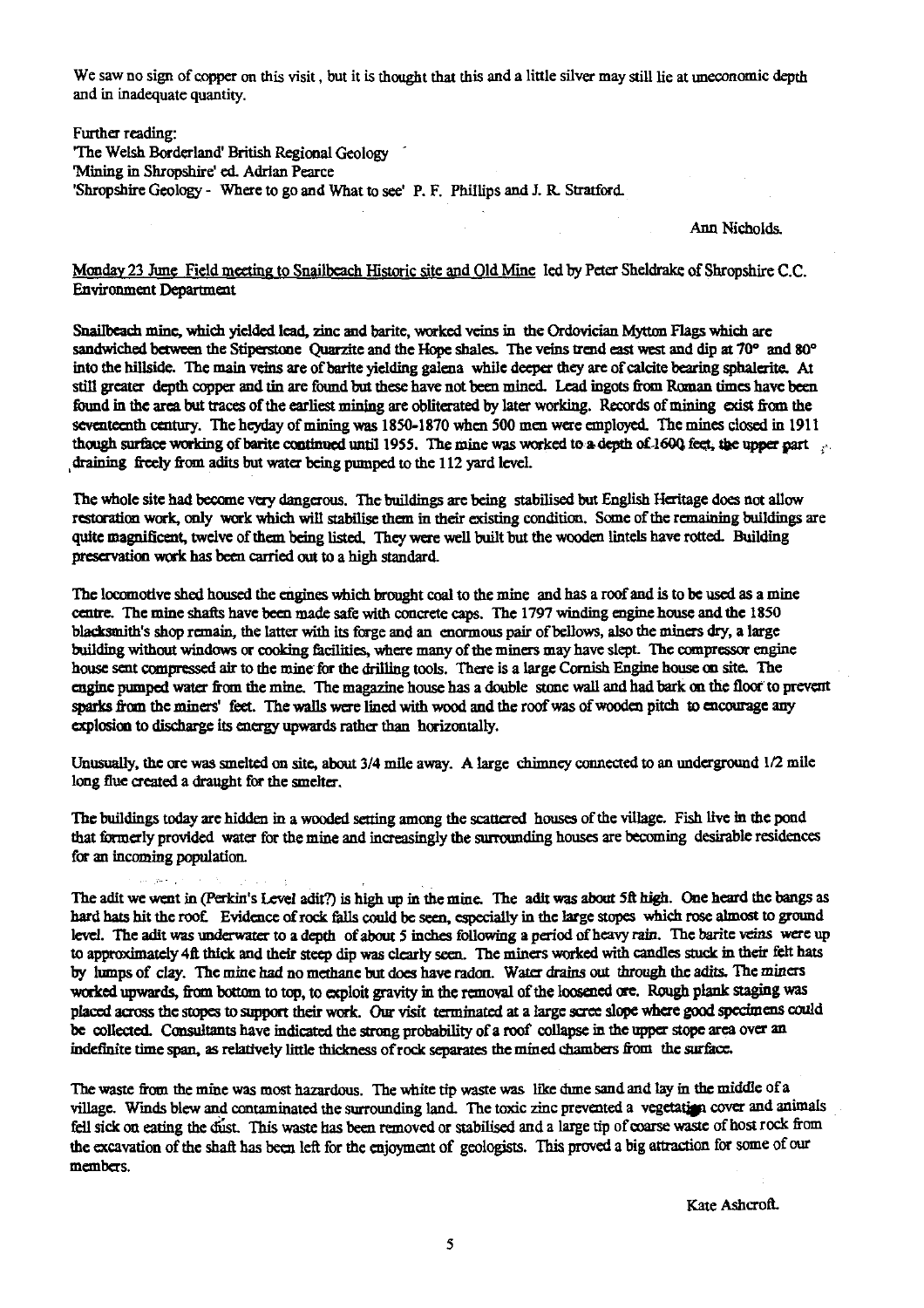We saw no sign of copper on this visit, but it is thought that this and a little silver may still lie at uneconomic depth and in inadequate quantity.

Further reading:
'The Welsh Borderland' British Regional Geology
'Mining in Shropshire' ed. Adrian Pearce
'Shropshire Geology - Where to go and What to see' P. F. Phillips and J. R. Stratford.

Ann Nicholds.

Monday 23 June Field meeting to Snailbeach Historic site and Old Mine led by Peter Sheldrake of Shropshire C.C. Environment Department

Snailbeach mine, which yielded lead, zinc and barite, worked veins in the Ordovician Mytton Flags which are sandwiched between the Stiperstone Quarzite and the Hope shales. The veins trend east west and dip at 70° and 80° into the hillside. The main veins are of barite yielding galena while deeper they are of calcite bearing sphalerite. At still greater depth copper and tin are found but these have not been mined. Lead ingots from Roman times have been found in the area but traces of the earliest mining are obliterated by later working. Records of mining exist from the seventeenth century. The heyday of mining was 1850-1870 when 500 men were employed. The mines closed in 1911 though surface working of barite continued until 1955. The mine was worked to a depth of 1600 feet, the upper part draining freely from adits but water being pumped to the 112 yard level.

The whole site had become very dangerous. The buildings are being stabilised but English Heritage does not allow restoration work, only work which will stabilise them in their existing condition. Some of the remaining buildings are quite magnificent, twelve of them being listed. They were well built but the wooden lintels have rotted. Building preservation work has been carried out to a high standard.

The locomotive shed housed the engines which brought coal to the mine and has a roof and is to be used as a mine centre. The mine shafts have been made safe with concrete caps. The 1797 winding engine house and the 1850 blacksmith's shop remain, the latter with its forge and an enormous pair of bellows, also the miners dry, a large building without windows or cooking facilities, where many of the miners may have slept. The compressor engine house sent compressed air to the mine for the drilling tools. There is a large Cornish Engine house on site. The engine pumped water from the mine. The magazine house has a double stone wall and had bark on the floor to prevent sparks from the miners' feet. The walls were lined with wood and the roof was of wooden pitch to encourage any explosion to discharge its energy upwards rather than horizontally.

Unusually, the ore was smelted on site, about 3/4 mile away. A large chimney connected to an underground 1/2 mile long flue created a draught for the smelter.

The buildings today are hidden in a wooded setting among the scattered houses of the village. Fish live in the pond that formerly provided water for the mine and increasingly the surrounding houses are becoming desirable residences for an incoming population.

The adit we went in (Perkin's Level adit?) is high up in the mine. The adit was about 5ft high. One heard the bangs as hard hats hit the roof. Evidence of rock falls could be seen, especially in the large stopes which rose almost to ground level. The adit was underwater to a depth of about 5 inches following a period of heavy rain. The barite veins were up to approximately 4ft thick and their steep dip was clearly seen. The miners worked with candles stuck in their felt hats by lumps of clay. The mine had no methane but does have radon. Water drains out through the adits. The miners worked upwards, from bottom to top, to exploit gravity in the removal of the loosened ore. Rough plank staging was placed across the stopes to support their work. Our visit terminated at a large scree slope where good specimens could be collected. Consultants have indicated the strong probability of a roof collapse in the upper stope area over an indefinite time span, as relatively little thickness of rock separates the mined chambers from the surface.

The waste from the mine was most hazardous. The white tip waste was like dune sand and lay in the middle of a village. Winds blew and contaminated the surrounding land. The toxic zinc prevented a vegetation cover and animals fell sick on eating the dust. This waste has been removed or stabilised and a large tip of coarse waste of host rock from the excavation of the shaft has been left for the enjoyment of geologists. This proved a big attraction for some of our members.

Kate Ashcroft.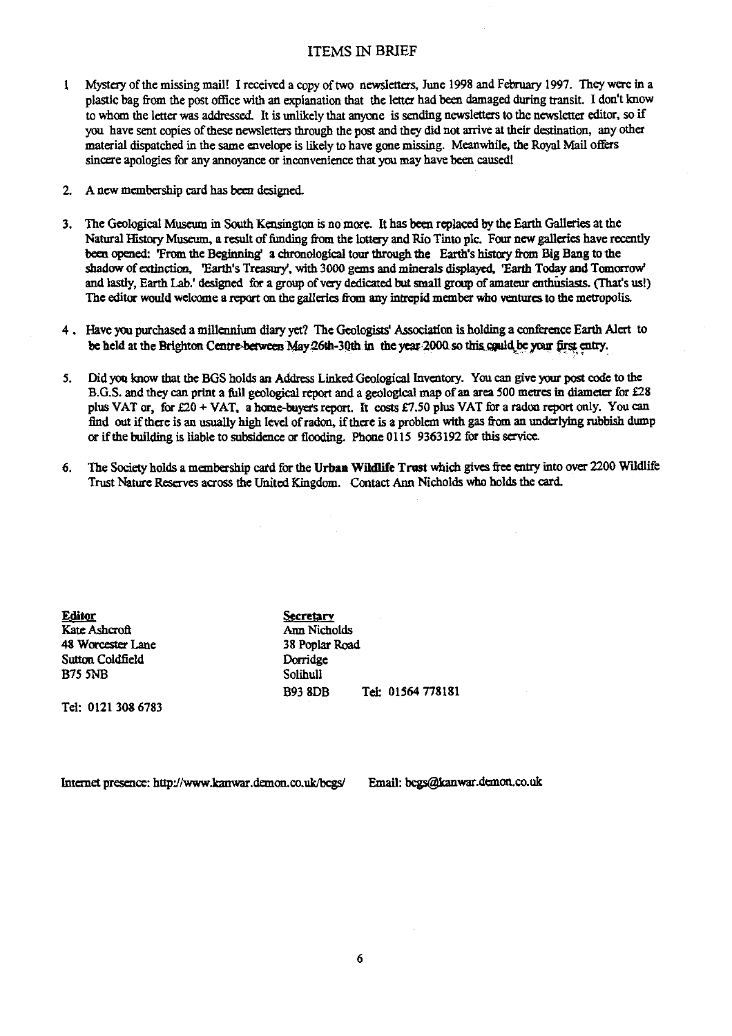# ITEMS IN BRIEF

1. Mystery of the missing mail! I received a copy of two newsletters, June 1998 and February 1997. They were in a plastic bag from the post office with an explanation that the letter had been damaged during transit. I don't know to whom the letter was addressed. It is unlikely that anyone is sending newsletters to the newsletter editor, so if you have sent copies of these newsletters through the post and they did not arrive at their destination, any other material dispatched in the same envelope is likely to have gone missing. Meanwhile, the Royal Mail offers sincere apologies for any annoyance or inconvenience that you may have been caused!

2. A new membership card has been designed.

3. The Geological Museum in South Kensington is no more. It has been replaced by the Earth Galleries at the Natural History Museum, a result of funding from the lottery and Rio Tinto plc. Four new galleries have recently been opened: 'From the Beginning' a chronological tour through the Earth's history from Big Bang to the shadow of extinction, 'Earth's Treasury', with 3000 gems and minerals displayed, 'Earth Today and Tomorrow' and lastly, Earth Lab.' designed for a group of very dedicated but small group of amateur enthusiasts. (That's us!) The editor would welcome a report on the galleries from any intrepid member who ventures to the metropolis.

4. Have you purchased a millennium diary yet? The Geologists' Association is holding a conference Earth Alert to be held at the Brighton Centre between May 26th-30th in the year 2000 so this could be your first entry.

5. Did you know that the BGS holds an Address Linked Geological Inventory. You can give your post code to the B.G.S. and they can print a full geological report and a geological map of an area 500 metres in diameter for £28 plus VAT or, for £20 + VAT, a home-buyers report. It costs £7.50 plus VAT for a radon report only. You can find out if there is an usually high level of radon, if there is a problem with gas from an underlying rubbish dump or if the building is liable to subsidence or flooding. Phone 0115 9363192 for this service.

6. The Society holds a membership card for the **Urban Wildlife Trust** which gives free entry into over 2200 Wildlife Trust Nature Reserves across the United Kingdom. Contact Ann Nicholds who holds the card.

**Editor**
Kate Ashcroft
48 Worcester Lane
Sutton Coldfield
B75 5NB

Tel: 0121 308 6783

**Secretary**
Ann Nicholds
38 Poplar Road
Dorridge
Solihull
B93 8DB Tel: 01564 778181

Internet presence: http://www.kanwar.demon.co.uk/bcgs/ Email: bcgs@kanwar.demon.co.uk